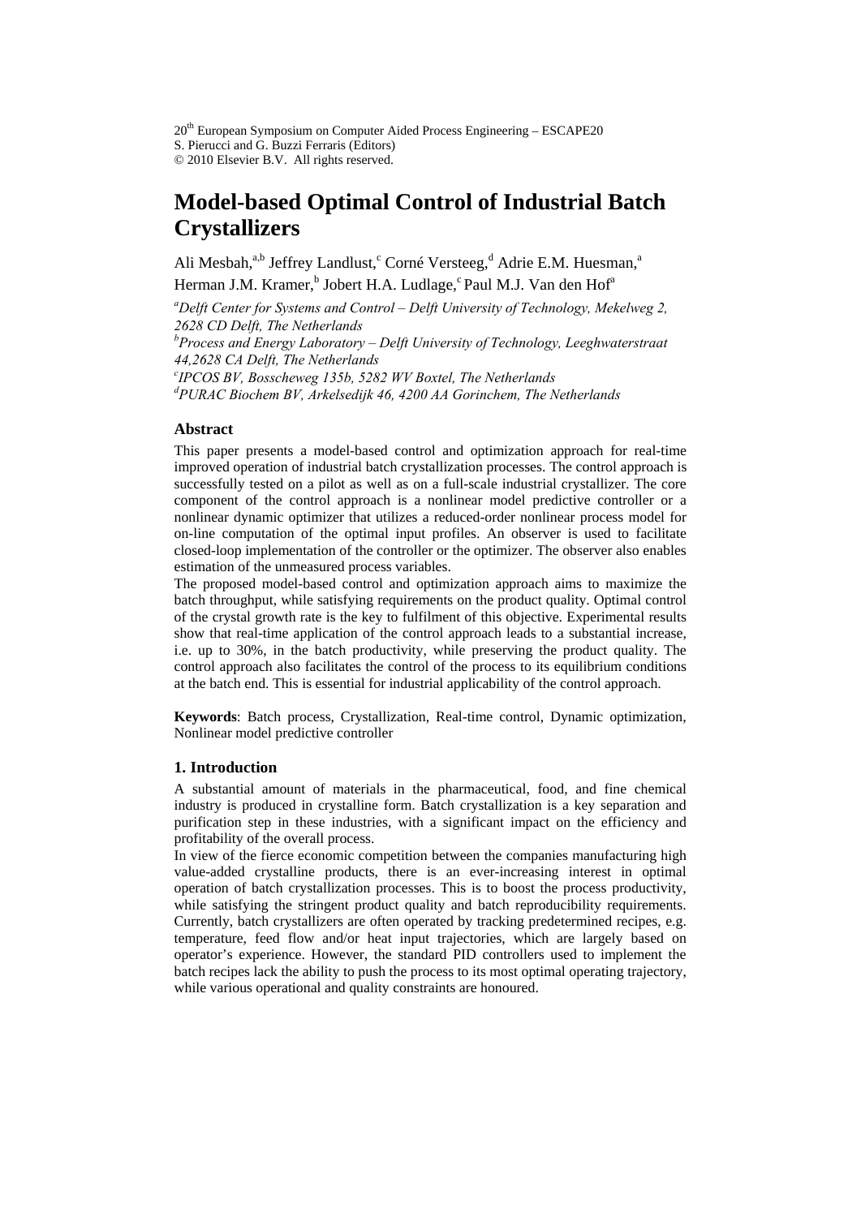20th European Symposium on Computer Aided Process Engineering – ESCAPE20
S. Pierucci and G. Buzzi Ferraris (Editors)
© 2010 Elsevier B.V. All rights reserved.

# Model-based Optimal Control of Industrial Batch Crystallizers

Ali Mesbah,[a,b] Jeffrey Landlust,[c] Corné Versteeg,[d] Adrie E.M. Huesman,[a] Herman J.M. Kramer,[b] Jobert H.A. Ludlage,[c] Paul M.J. Van den Hof[a]

[a]*Delft Center for Systems and Control – Delft University of Technology, Mekelweg 2, 2628 CD Delft, The Netherlands*
[b]*Process and Energy Laboratory – Delft University of Technology, Leeghwaterstraat 44,2628 CA Delft, The Netherlands*
[c]*IPCOS BV, Bosscheweg 135b, 5282 WV Boxtel, The Netherlands*
[d]*PURAC Biochem BV, Arkelsedijk 46, 4200 AA Gorinchem, The Netherlands*

### Abstract

This paper presents a model-based control and optimization approach for real-time improved operation of industrial batch crystallization processes. The control approach is successfully tested on a pilot as well as on a full-scale industrial crystallizer. The core component of the control approach is a nonlinear model predictive controller or a nonlinear dynamic optimizer that utilizes a reduced-order nonlinear process model for on-line computation of the optimal input profiles. An observer is used to facilitate closed-loop implementation of the controller or the optimizer. The observer also enables estimation of the unmeasured process variables.

The proposed model-based control and optimization approach aims to maximize the batch throughput, while satisfying requirements on the product quality. Optimal control of the crystal growth rate is the key to fulfilment of this objective. Experimental results show that real-time application of the control approach leads to a substantial increase, i.e. up to 30%, in the batch productivity, while preserving the product quality. The control approach also facilitates the control of the process to its equilibrium conditions at the batch end. This is essential for industrial applicability of the control approach.

**Keywords**: Batch process, Crystallization, Real-time control, Dynamic optimization, Nonlinear model predictive controller

### 1. Introduction

A substantial amount of materials in the pharmaceutical, food, and fine chemical industry is produced in crystalline form. Batch crystallization is a key separation and purification step in these industries, with a significant impact on the efficiency and profitability of the overall process.

In view of the fierce economic competition between the companies manufacturing high value-added crystalline products, there is an ever-increasing interest in optimal operation of batch crystallization processes. This is to boost the process productivity, while satisfying the stringent product quality and batch reproducibility requirements. Currently, batch crystallizers are often operated by tracking predetermined recipes, e.g. temperature, feed flow and/or heat input trajectories, which are largely based on operator's experience. However, the standard PID controllers used to implement the batch recipes lack the ability to push the process to its most optimal operating trajectory, while various operational and quality constraints are honoured.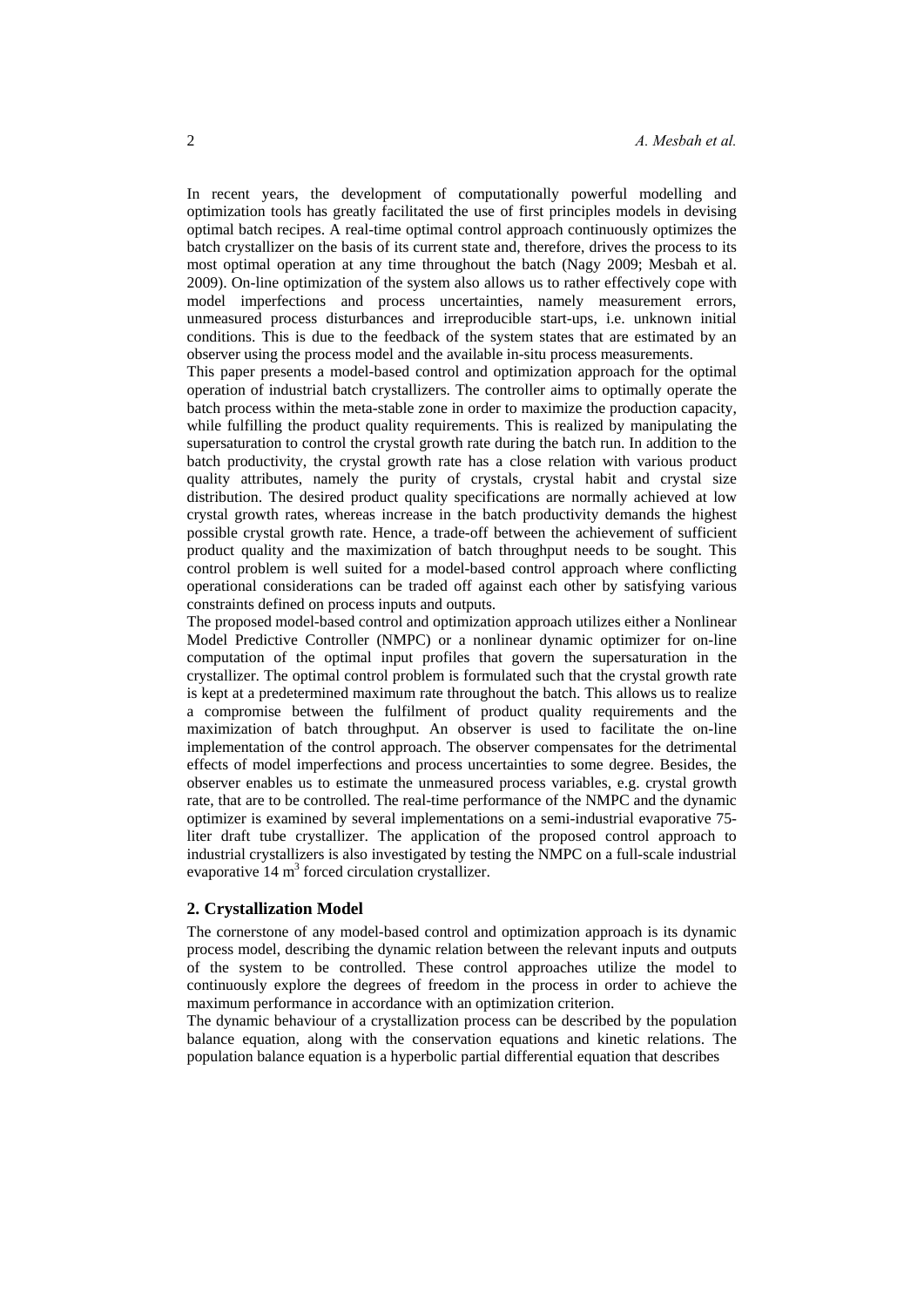In recent years, the development of computationally powerful modelling and optimization tools has greatly facilitated the use of first principles models in devising optimal batch recipes. A real-time optimal control approach continuously optimizes the batch crystallizer on the basis of its current state and, therefore, drives the process to its most optimal operation at any time throughout the batch (Nagy 2009; Mesbah et al. 2009). On-line optimization of the system also allows us to rather effectively cope with model imperfections and process uncertainties, namely measurement errors, unmeasured process disturbances and irreproducible start-ups, i.e. unknown initial conditions. This is due to the feedback of the system states that are estimated by an observer using the process model and the available in-situ process measurements.

This paper presents a model-based control and optimization approach for the optimal operation of industrial batch crystallizers. The controller aims to optimally operate the batch process within the meta-stable zone in order to maximize the production capacity, while fulfilling the product quality requirements. This is realized by manipulating the supersaturation to control the crystal growth rate during the batch run. In addition to the batch productivity, the crystal growth rate has a close relation with various product quality attributes, namely the purity of crystals, crystal habit and crystal size distribution. The desired product quality specifications are normally achieved at low crystal growth rates, whereas increase in the batch productivity demands the highest possible crystal growth rate. Hence, a trade-off between the achievement of sufficient product quality and the maximization of batch throughput needs to be sought. This control problem is well suited for a model-based control approach where conflicting operational considerations can be traded off against each other by satisfying various constraints defined on process inputs and outputs.

The proposed model-based control and optimization approach utilizes either a Nonlinear Model Predictive Controller (NMPC) or a nonlinear dynamic optimizer for on-line computation of the optimal input profiles that govern the supersaturation in the crystallizer. The optimal control problem is formulated such that the crystal growth rate is kept at a predetermined maximum rate throughout the batch. This allows us to realize a compromise between the fulfilment of product quality requirements and the maximization of batch throughput. An observer is used to facilitate the on-line implementation of the control approach. The observer compensates for the detrimental effects of model imperfections and process uncertainties to some degree. Besides, the observer enables us to estimate the unmeasured process variables, e.g. crystal growth rate, that are to be controlled. The real-time performance of the NMPC and the dynamic optimizer is examined by several implementations on a semi-industrial evaporative 75-liter draft tube crystallizer. The application of the proposed control approach to industrial crystallizers is also investigated by testing the NMPC on a full-scale industrial evaporative 14 $m^3$ forced circulation crystallizer.

## 2. Crystallization Model

The cornerstone of any model-based control and optimization approach is its dynamic process model, describing the dynamic relation between the relevant inputs and outputs of the system to be controlled. These control approaches utilize the model to continuously explore the degrees of freedom in the process in order to achieve the maximum performance in accordance with an optimization criterion.

The dynamic behaviour of a crystallization process can be described by the population balance equation, along with the conservation equations and kinetic relations. The population balance equation is a hyperbolic partial differential equation that describes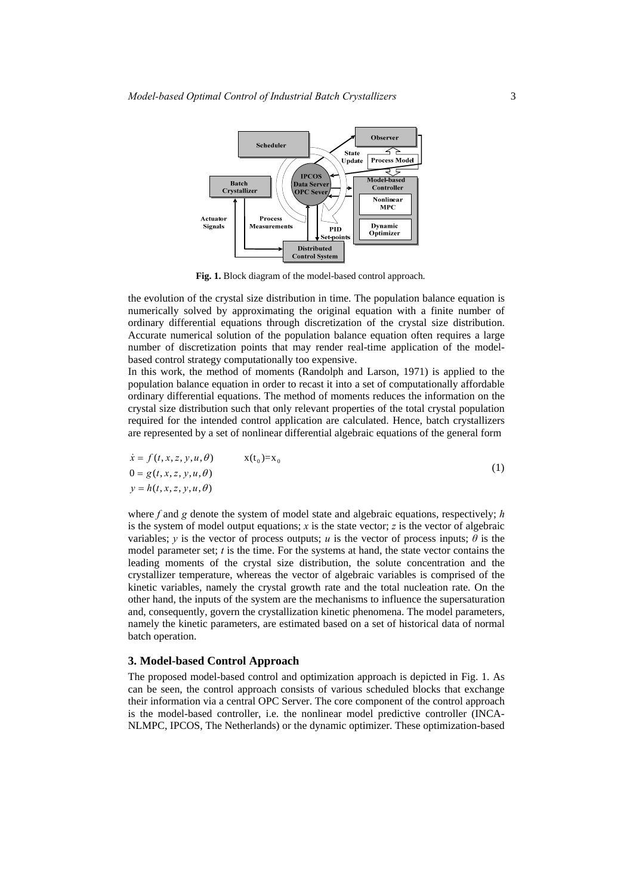Fig. 1. Block diagram of the model-based control approach.

the evolution of the crystal size distribution in time. The population balance equation is numerically solved by approximating the original equation with a finite number of ordinary differential equations through discretization of the crystal size distribution. Accurate numerical solution of the population balance equation often requires a large number of discretization points that may render real-time application of the model-based control strategy computationally too expensive.

In this work, the method of moments (Randolph and Larson, 1971) is applied to the population balance equation in order to recast it into a set of computationally affordable ordinary differential equations. The method of moments reduces the information on the crystal size distribution such that only relevant properties of the total crystal population required for the intended control application are calculated. Hence, batch crystallizers are represented by a set of nonlinear differential algebraic equations of the general form

$$
\begin{aligned}
\dot{x} &= f(t, x, z, y, u, \theta) \qquad x(t_0)=x_0 \\
0 &= g(t, x, z, y, u, \theta) \\
y &= h(t, x, z, y, u, \theta)
\end{aligned}
\tag{1}
$$

where $f$ and $g$ denote the system of model state and algebraic equations, respectively; $h$ is the system of model output equations; $x$ is the state vector; $z$ is the vector of algebraic variables; $y$ is the vector of process outputs; $u$ is the vector of process inputs; $\theta$ is the model parameter set; $t$ is the time. For the systems at hand, the state vector contains the leading moments of the crystal size distribution, the solute concentration and the crystallizer temperature, whereas the vector of algebraic variables is comprised of the kinetic variables, namely the crystal growth rate and the total nucleation rate. On the other hand, the inputs of the system are the mechanisms to influence the supersaturation and, consequently, govern the crystallization kinetic phenomena. The model parameters, namely the kinetic parameters, are estimated based on a set of historical data of normal batch operation.

## 3. Model-based Control Approach

The proposed model-based control and optimization approach is depicted in Fig. 1. As can be seen, the control approach consists of various scheduled blocks that exchange their information via a central OPC Server. The core component of the control approach is the model-based controller, i.e. the nonlinear model predictive controller (INCA-NLMPC, IPCOS, The Netherlands) or the dynamic optimizer. These optimization-based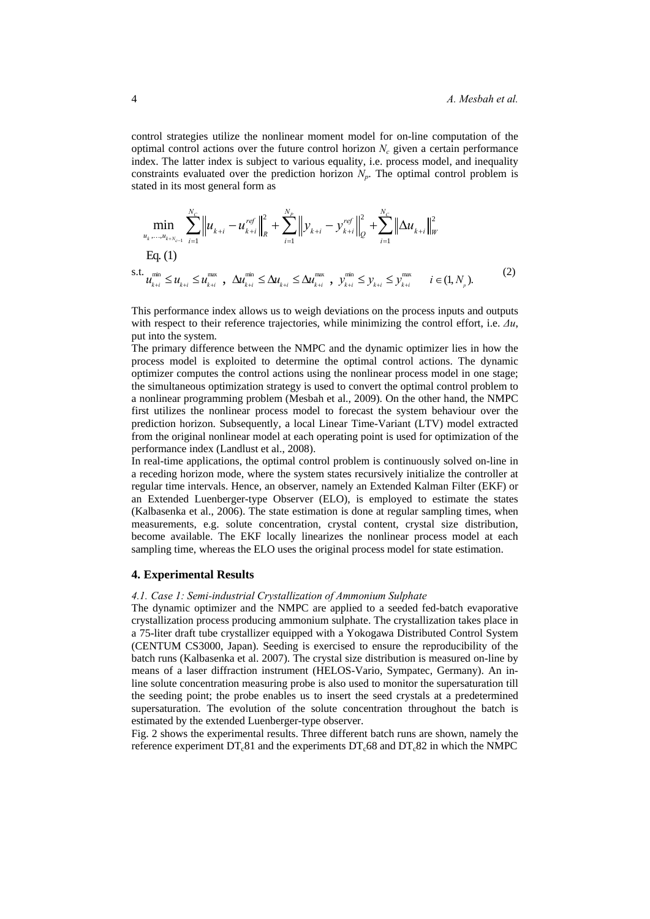control strategies utilize the nonlinear moment model for on-line computation of the optimal control actions over the future control horizon $N_c$ given a certain performance index. The latter index is subject to various equality, i.e. process model, and inequality constraints evaluated over the prediction horizon $N_p$. The optimal control problem is stated in its most general form as

$$\min_{u_k,\ldots,u_{k+N_c-1}} \sum_{i=1}^{N_C} \left\| u_{k+i} - u_{k+i}^{ref} \right\|_R^2 + \sum_{i=1}^{N_P} \left\| y_{k+i} - y_{k+i}^{ref} \right\|_Q^2 + \sum_{i=1}^{N_C} \left\| \Delta u_{k+i} \right\|_W^2 \qquad \text{Eq. (1)}$$

$$\text{s.t.} \; u_{k+i}^{\min} \le u_{k+i} \le u_{k+i}^{\max} \;,\; \Delta u_{k+i}^{\min} \le \Delta u_{k+i} \le \Delta u_{k+i}^{\max} \;,\; y_{k+i}^{\min} \le y_{k+i} \le y_{k+i}^{\max} \qquad i \in (1, N_p). \tag{2}$$

This performance index allows us to weigh deviations on the process inputs and outputs with respect to their reference trajectories, while minimizing the control effort, i.e. $\Delta u$, put into the system.

The primary difference between the NMPC and the dynamic optimizer lies in how the process model is exploited to determine the optimal control actions. The dynamic optimizer computes the control actions using the nonlinear process model in one stage; the simultaneous optimization strategy is used to convert the optimal control problem to a nonlinear programming problem (Mesbah et al., 2009). On the other hand, the NMPC first utilizes the nonlinear process model to forecast the system behaviour over the prediction horizon. Subsequently, a local Linear Time-Variant (LTV) model extracted from the original nonlinear model at each operating point is used for optimization of the performance index (Landlust et al., 2008).

In real-time applications, the optimal control problem is continuously solved on-line in a receding horizon mode, where the system states recursively initialize the controller at regular time intervals. Hence, an observer, namely an Extended Kalman Filter (EKF) or an Extended Luenberger-type Observer (ELO), is employed to estimate the states (Kalbasenka et al., 2006). The state estimation is done at regular sampling times, when measurements, e.g. solute concentration, crystal content, crystal size distribution, become available. The EKF locally linearizes the nonlinear process model at each sampling time, whereas the ELO uses the original process model for state estimation.

## 4. Experimental Results

### *4.1. Case 1: Semi-industrial Crystallization of Ammonium Sulphate*

The dynamic optimizer and the NMPC are applied to a seeded fed-batch evaporative crystallization process producing ammonium sulphate. The crystallization takes place in a 75-liter draft tube crystallizer equipped with a Yokogawa Distributed Control System (CENTUM CS3000, Japan). Seeding is exercised to ensure the reproducibility of the batch runs (Kalbasenka et al. 2007). The crystal size distribution is measured on-line by means of a laser diffraction instrument (HELOS-Vario, Sympatec, Germany). An in-line solute concentration measuring probe is also used to monitor the supersaturation till the seeding point; the probe enables us to insert the seed crystals at a predetermined supersaturation. The evolution of the solute concentration throughout the batch is estimated by the extended Luenberger-type observer.

Fig. 2 shows the experimental results. Three different batch runs are shown, namely the reference experiment $DT_c81$ and the experiments $DT_c68$ and $DT_c82$ in which the NMPC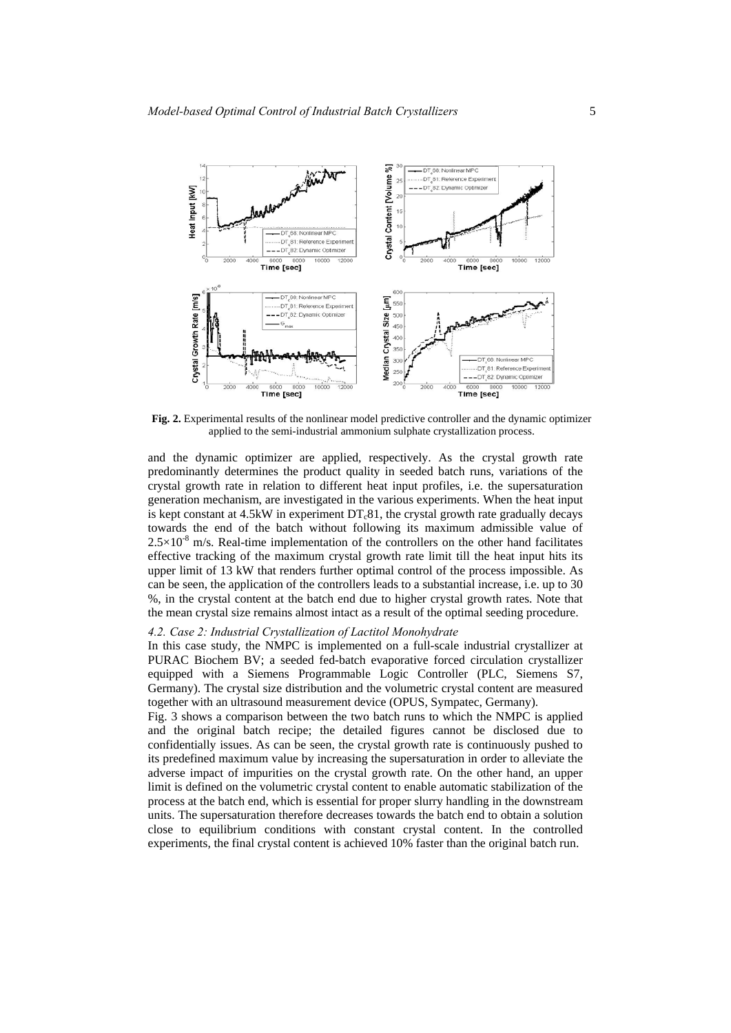**Fig. 2.** Experimental results of the nonlinear model predictive controller and the dynamic optimizer applied to the semi-industrial ammonium sulphate crystallization process.

and the dynamic optimizer are applied, respectively. As the crystal growth rate predominantly determines the product quality in seeded batch runs, variations of the crystal growth rate in relation to different heat input profiles, i.e. the supersaturation generation mechanism, are investigated in the various experiments. When the heat input is kept constant at 4.5kW in experiment $DT_c81$, the crystal growth rate gradually decays towards the end of the batch without following its maximum admissible value of $2.5\times10^{-8}$ m/s. Real-time implementation of the controllers on the other hand facilitates effective tracking of the maximum crystal growth rate limit till the heat input hits its upper limit of 13 kW that renders further optimal control of the process impossible. As can be seen, the application of the controllers leads to a substantial increase, i.e. up to 30 %, in the crystal content at the batch end due to higher crystal growth rates. Note that the mean crystal size remains almost intact as a result of the optimal seeding procedure.

### *4.2. Case 2: Industrial Crystallization of Lactitol Monohydrate*

In this case study, the NMPC is implemented on a full-scale industrial crystallizer at PURAC Biochem BV; a seeded fed-batch evaporative forced circulation crystallizer equipped with a Siemens Programmable Logic Controller (PLC, Siemens S7, Germany). The crystal size distribution and the volumetric crystal content are measured together with an ultrasound measurement device (OPUS, Sympatec, Germany).

Fig. 3 shows a comparison between the two batch runs to which the NMPC is applied and the original batch recipe; the detailed figures cannot be disclosed due to confidentially issues. As can be seen, the crystal growth rate is continuously pushed to its predefined maximum value by increasing the supersaturation in order to alleviate the adverse impact of impurities on the crystal growth rate. On the other hand, an upper limit is defined on the volumetric crystal content to enable automatic stabilization of the process at the batch end, which is essential for proper slurry handling in the downstream units. The supersaturation therefore decreases towards the batch end to obtain a solution close to equilibrium conditions with constant crystal content. In the controlled experiments, the final crystal content is achieved 10% faster than the original batch run.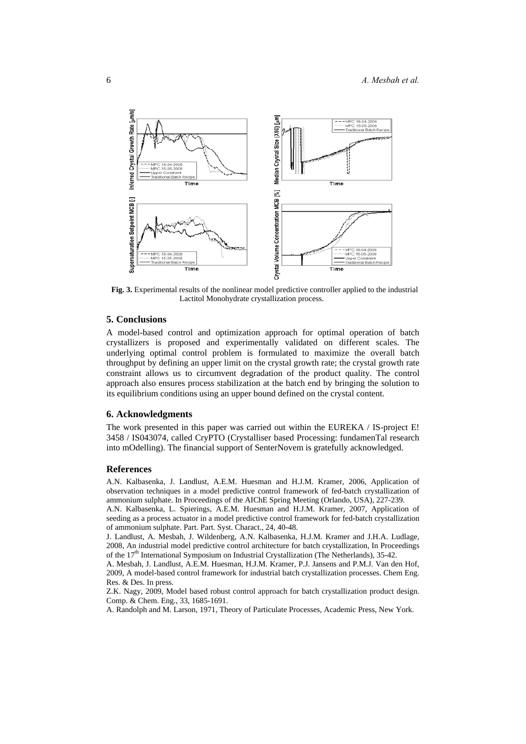Inferred Crystal Growth Rate [μm/s]

Time

MPC 18-04-2008
MPC 15-05-2008
Upper Constraint
Traditional Batch Recipe

Median Crystal Size (X50) [μm]

Time

MPC 18-04-2008
MPC 15-05-2008
Traditional Batch Recipe

Supersaturation Setpoint MCB [-]

Time

MPC 18-04-2008
MPC 15-05-2008
Traditional Batch Recipe

Crystal Volume Concentration MCB [%]

Time

MPC 18-04-2008
MPC 15-05-2008
Upper Constraint
Traditional Batch Recipe

**Fig. 3.** Experimental results of the nonlinear model predictive controller applied to the industrial Lactitol Monohydrate crystallization process.

## 5. Conclusions

A model-based control and optimization approach for optimal operation of batch crystallizers is proposed and experimentally validated on different scales. The underlying optimal control problem is formulated to maximize the overall batch throughput by defining an upper limit on the crystal growth rate; the crystal growth rate constraint allows us to circumvent degradation of the product quality. The control approach also ensures process stabilization at the batch end by bringing the solution to its equilibrium conditions using an upper bound defined on the crystal content.

## 6. Acknowledgments

The work presented in this paper was carried out within the EUREKA / IS-project E! 3458 / IS043074, called CryPTO (Crystalliser based Processing: fundamenTal research into mOdelling). The financial support of SenterNovem is gratefully acknowledged.

## References

A.N. Kalbasenka, J. Landlust, A.E.M. Huesman and H.J.M. Kramer, 2006, Application of observation techniques in a model predictive control framework of fed-batch crystallization of ammonium sulphate. In Proceedings of the AIChE Spring Meeting (Orlando, USA), 227-239.

A.N. Kalbasenka, L. Spierings, A.E.M. Huesman and H.J.M. Kramer, 2007, Application of seeding as a process actuator in a model predictive control framework for fed-batch crystallization of ammonium sulphate. Part. Part. Syst. Charact., 24, 40-48.

J. Landlust, A. Mesbah, J. Wildenberg, A.N. Kalbasenka, H.J.M. Kramer and J.H.A. Ludlage, 2008, An industrial model predictive control architecture for batch crystallization, In Proceedings of the 17th International Symposium on Industrial Crystallization (The Netherlands), 35-42.

A. Mesbah, J. Landlust, A.E.M. Huesman, H.J.M. Kramer, P.J. Jansens and P.M.J. Van den Hof, 2009, A model-based control framework for industrial batch crystallization processes. Chem Eng. Res. & Des. In press.

Z.K. Nagy, 2009, Model based robust control approach for batch crystallization product design. Comp. & Chem. Eng., 33, 1685-1691.

A. Randolph and M. Larson, 1971, Theory of Particulate Processes, Academic Press, New York.